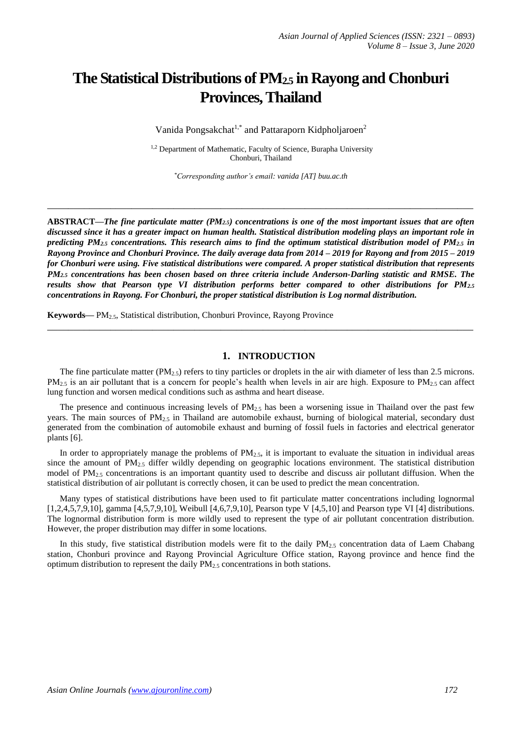# The Statistical Distributions of $PM_{2.5}$ in Rayong and Chonburi Provinces, Thailand

Vanida Pongsakchat[1,*] and Pattaraporn Kidpholjaroen[2]

[1,2] Department of Mathematic, Faculty of Science, Burapha University
Chonburi, Thailand

*Corresponding author's email: vanida [AT] buu.ac.th

---

**ABSTRACT—*The fine particulate matter ($PM_{2.5}$) concentrations is one of the most important issues that are often discussed since it has a greater impact on human health. Statistical distribution modeling plays an important role in predicting $PM_{2.5}$ concentrations. This research aims to find the optimum statistical distribution model of $PM_{2.5}$ in Rayong Province and Chonburi Province. The daily average data from 2014 – 2019 for Rayong and from 2015 – 2019 for Chonburi were using. Five statistical distributions were compared. A proper statistical distribution that represents $PM_{2.5}$ concentrations has been chosen based on three criteria include Anderson-Darling statistic and RMSE. The results show that Pearson type VI distribution performs better compared to other distributions for $PM_{2.5}$ concentrations in Rayong. For Chonburi, the proper statistical distribution is Log normal distribution.***

**Keywords—** $PM_{2.5}$, Statistical distribution, Chonburi Province, Rayong Province

---

## 1. INTRODUCTION

The fine particulate matter ($PM_{2.5}$) refers to tiny particles or droplets in the air with diameter of less than 2.5 microns. $PM_{2.5}$ is an air pollutant that is a concern for people's health when levels in air are high. Exposure to $PM_{2.5}$ can affect lung function and worsen medical conditions such as asthma and heart disease.

The presence and continuous increasing levels of $PM_{2.5}$ has been a worsening issue in Thailand over the past few years. The main sources of $PM_{2.5}$ in Thailand are automobile exhaust, burning of biological material, secondary dust generated from the combination of automobile exhaust and burning of fossil fuels in factories and electrical generator plants [6].

In order to appropriately manage the problems of $PM_{2.5}$, it is important to evaluate the situation in individual areas since the amount of $PM_{2.5}$ differ wildly depending on geographic locations environment. The statistical distribution model of $PM_{2.5}$ concentrations is an important quantity used to describe and discuss air pollutant diffusion. When the statistical distribution of air pollutant is correctly chosen, it can be used to predict the mean concentration.

Many types of statistical distributions have been used to fit particulate matter concentrations including lognormal [1,2,4,5,7,9,10], gamma [4,5,7,9,10], Weibull [4,6,7,9,10], Pearson type V [4,5,10] and Pearson type VI [4] distributions. The lognormal distribution form is more wildly used to represent the type of air pollutant concentration distribution. However, the proper distribution may differ in some locations.

In this study, five statistical distribution models were fit to the daily $PM_{2.5}$ concentration data of Laem Chabang station, Chonburi province and Rayong Provincial Agriculture Office station, Rayong province and hence find the optimum distribution to represent the daily $PM_{2.5}$ concentrations in both stations.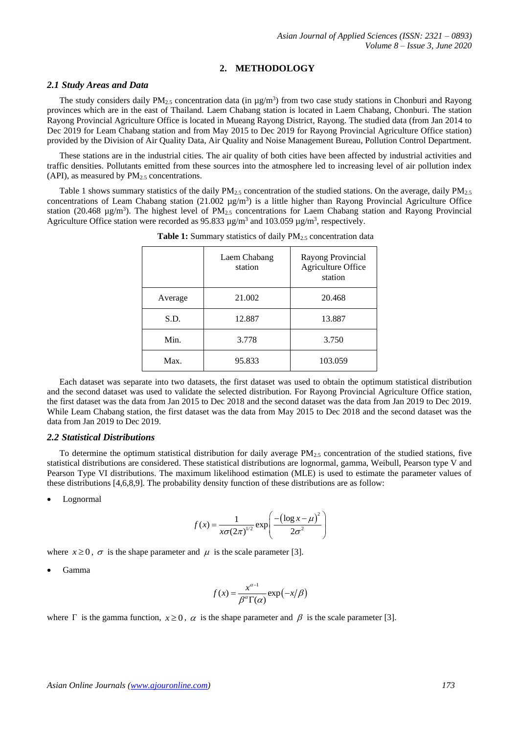## 2. METHODOLOGY

### *2.1 Study Areas and Data*

The study considers daily $PM_{2.5}$ concentration data (in µg/m$^3$) from two case study stations in Chonburi and Rayong provinces which are in the east of Thailand. Laem Chabang station is located in Laem Chabang, Chonburi. The station Rayong Provincial Agriculture Office is located in Mueang Rayong District, Rayong. The studied data (from Jan 2014 to Dec 2019 for Leam Chabang station and from May 2015 to Dec 2019 for Rayong Provincial Agriculture Office station) provided by the Division of Air Quality Data, Air Quality and Noise Management Bureau, Pollution Control Department.

These stations are in the industrial cities. The air quality of both cities have been affected by industrial activities and traffic densities. Pollutants emitted from these sources into the atmosphere led to increasing level of air pollution index (API), as measured by $PM_{2.5}$ concentrations.

Table 1 shows summary statistics of the daily $PM_{2.5}$ concentration of the studied stations. On the average, daily $PM_{2.5}$ concentrations of Leam Chabang station (21.002 µg/m$^3$) is a little higher than Rayong Provincial Agriculture Office station (20.468 µg/m$^3$). The highest level of $PM_{2.5}$ concentrations for Laem Chabang station and Rayong Provincial Agriculture Office station were recorded as 95.833 µg/m$^3$ and 103.059 µg/m$^3$, respectively.

**Table 1:** Summary statistics of daily $PM_{2.5}$ concentration data

| | Laem Chabang station | Rayong Provincial Agriculture Office station |
|---|---|---|
| Average | 21.002 | 20.468 |
| S.D. | 12.887 | 13.887 |
| Min. | 3.778 | 3.750 |
| Max. | 95.833 | 103.059 |

Each dataset was separate into two datasets, the first dataset was used to obtain the optimum statistical distribution and the second dataset was used to validate the selected distribution. For Rayong Provincial Agriculture Office station, the first dataset was the data from Jan 2015 to Dec 2018 and the second dataset was the data from Jan 2019 to Dec 2019. While Leam Chabang station, the first dataset was the data from May 2015 to Dec 2018 and the second dataset was the data from Jan 2019 to Dec 2019.

### *2.2 Statistical Distributions*

To determine the optimum statistical distribution for daily average $PM_{2.5}$ concentration of the studied stations, five statistical distributions are considered. These statistical distributions are lognormal, gamma, Weibull, Pearson type V and Pearson Type VI distributions. The maximum likelihood estimation (MLE) is used to estimate the parameter values of these distributions [4,6,8,9]. The probability density function of these distributions are as follow:

- Lognormal

$$f(x) = \frac{1}{x\sigma(2\pi)^{1/2}} \exp\left(\frac{-(\log x - \mu)^2}{2\sigma^2}\right)$$

where $x \geq 0$, $\sigma$ is the shape parameter and $\mu$ is the scale parameter [3].

- Gamma

$$f(x) = \frac{x^{\alpha-1}}{\beta^{\alpha}\Gamma(\alpha)} \exp(-x/\beta)$$

where $\Gamma$ is the gamma function, $x \geq 0$, $\alpha$ is the shape parameter and $\beta$ is the scale parameter [3].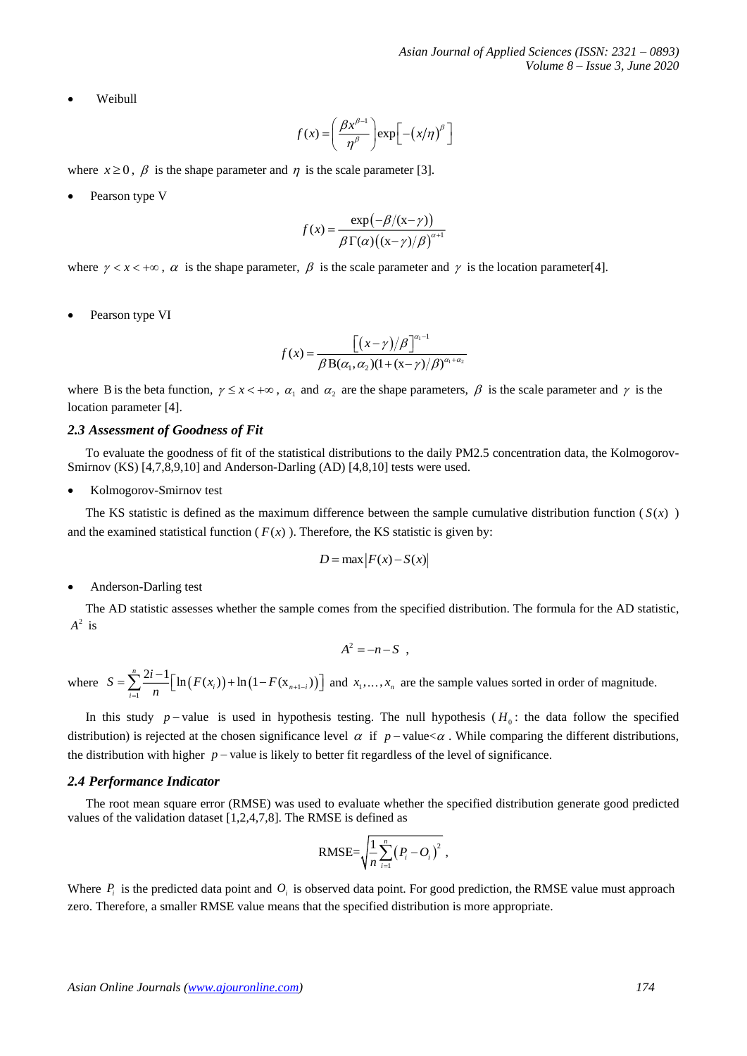- Weibull

$$f(x) = \left(\frac{\beta x^{\beta-1}}{\eta^{\beta}}\right)\exp\left[-\left(x/\eta\right)^{\beta}\right]$$

where $x \geq 0$, $\beta$ is the shape parameter and $\eta$ is the scale parameter [3].

- Pearson type V

$$f(x) = \frac{\exp\left(-\beta/(x-\gamma)\right)}{\beta\Gamma(\alpha)\left((x-\gamma)/\beta\right)^{\alpha+1}}$$

where $\gamma < x < +\infty$, $\alpha$ is the shape parameter, $\beta$ is the scale parameter and $\gamma$ is the location parameter[4].

- Pearson type VI

$$f(x) = \frac{\left[\left(x-\gamma\right)/\beta\right]^{\alpha_1-1}}{\beta \mathrm{B}(\alpha_1,\alpha_2)(1+(x-\gamma)/\beta)^{\alpha_1+\alpha_2}}$$

where B is the beta function, $\gamma \leq x < +\infty$, $\alpha_1$ and $\alpha_2$ are the shape parameters, $\beta$ is the scale parameter and $\gamma$ is the location parameter [4].

### *2.3 Assessment of Goodness of Fit*

To evaluate the goodness of fit of the statistical distributions to the daily PM2.5 concentration data, the Kolmogorov-Smirnov (KS) [4,7,8,9,10] and Anderson-Darling (AD) [4,8,10] tests were used.

- Kolmogorov-Smirnov test

The KS statistic is defined as the maximum difference between the sample cumulative distribution function ($S(x)$) and the examined statistical function ($F(x)$). Therefore, the KS statistic is given by:

$$D = \max\left|F(x) - S(x)\right|$$

- Anderson-Darling test

The AD statistic assesses whether the sample comes from the specified distribution. The formula for the AD statistic, $A^2$ is

$$A^2 = -n - S \ ,$$

where $S = \sum_{i=1}^{n} \frac{2i-1}{n}\left[\ln\left(F(x_i)\right) + \ln\left(1 - F(x_{n+1-i})\right)\right]$ and $x_1, \ldots, x_n$ are the sample values sorted in order of magnitude.

In this study $p-$value is used in hypothesis testing. The null hypothesis ($H_0$: the data follow the specified distribution) is rejected at the chosen significance level $\alpha$ if $p-\text{value}<\alpha$. While comparing the different distributions, the distribution with higher $p-$value is likely to better fit regardless of the level of significance.

### *2.4 Performance Indicator*

The root mean square error (RMSE) was used to evaluate whether the specified distribution generate good predicted values of the validation dataset [1,2,4,7,8]. The RMSE is defined as

$$\text{RMSE}=\sqrt{\frac{1}{n}\sum_{i=1}^{n}\left(P_i - O_i\right)^2} \ ,$$

Where $P_i$ is the predicted data point and $O_i$ is observed data point. For good prediction, the RMSE value must approach zero. Therefore, a smaller RMSE value means that the specified distribution is more appropriate.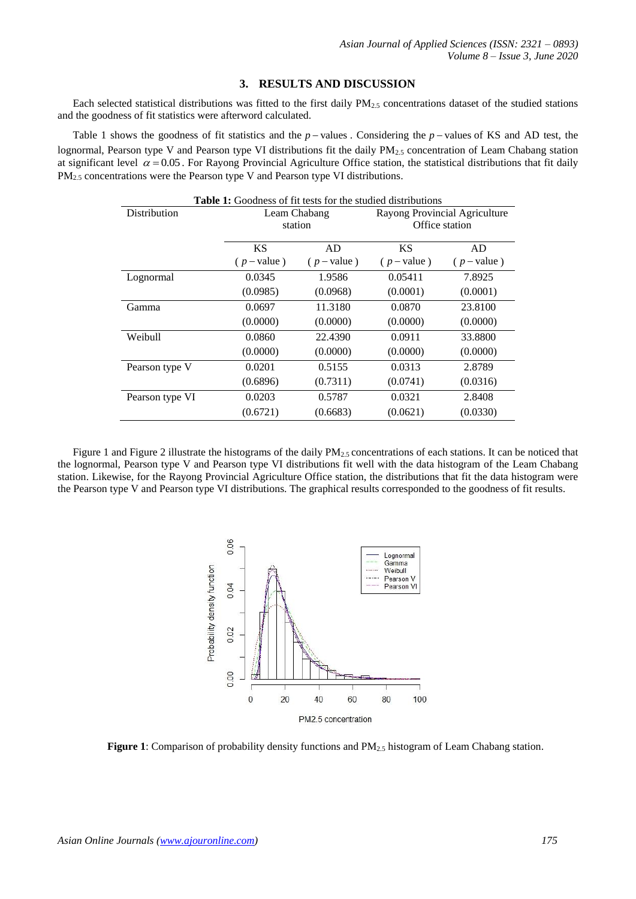## 3. RESULTS AND DISCUSSION

Each selected statistical distributions was fitted to the first daily $PM_{2.5}$ concentrations dataset of the studied stations and the goodness of fit statistics were afterword calculated.

Table 1 shows the goodness of fit statistics and the $p$ – values. Considering the $p$ – values of KS and AD test, the lognormal, Pearson type V and Pearson type VI distributions fit the daily $PM_{2.5}$ concentration of Leam Chabang station at significant level $\alpha = 0.05$. For Rayong Provincial Agriculture Office station, the statistical distributions that fit daily $PM_{2.5}$ concentrations were the Pearson type V and Pearson type VI distributions.

**Table 1:** Goodness of fit tests for the studied distributions

| Distribution | Leam Chabang station | | Rayong Provincial Agriculture Office station | |
|---|---|---|---|---|
| | KS ($p$ – value) | AD ($p$ – value) | KS ($p$ – value) | AD ($p$ – value) |
| Lognormal | 0.0345 (0.0985) | 1.9586 (0.0968) | 0.05411 (0.0001) | 7.8925 (0.0001) |
| Gamma | 0.0697 (0.0000) | 11.3180 (0.0000) | 0.0870 (0.0000) | 23.8100 (0.0000) |
| Weibull | 0.0860 (0.0000) | 22.4390 (0.0000) | 0.0911 (0.0000) | 33.8800 (0.0000) |
| Pearson type V | 0.0201 (0.6896) | 0.5155 (0.7311) | 0.0313 (0.0741) | 2.8789 (0.0316) |
| Pearson type VI | 0.0203 (0.6721) | 0.5787 (0.6683) | 0.0321 (0.0621) | 2.8408 (0.0330) |

Figure 1 and Figure 2 illustrate the histograms of the daily $PM_{2.5}$ concentrations of each stations. It can be noticed that the lognormal, Pearson type V and Pearson type VI distributions fit well with the data histogram of the Leam Chabang station. Likewise, for the Rayong Provincial Agriculture Office station, the distributions that fit the data histogram were the Pearson type V and Pearson type VI distributions. The graphical results corresponded to the goodness of fit results.

**Figure 1**: Comparison of probability density functions and $PM_{2.5}$ histogram of Leam Chabang station.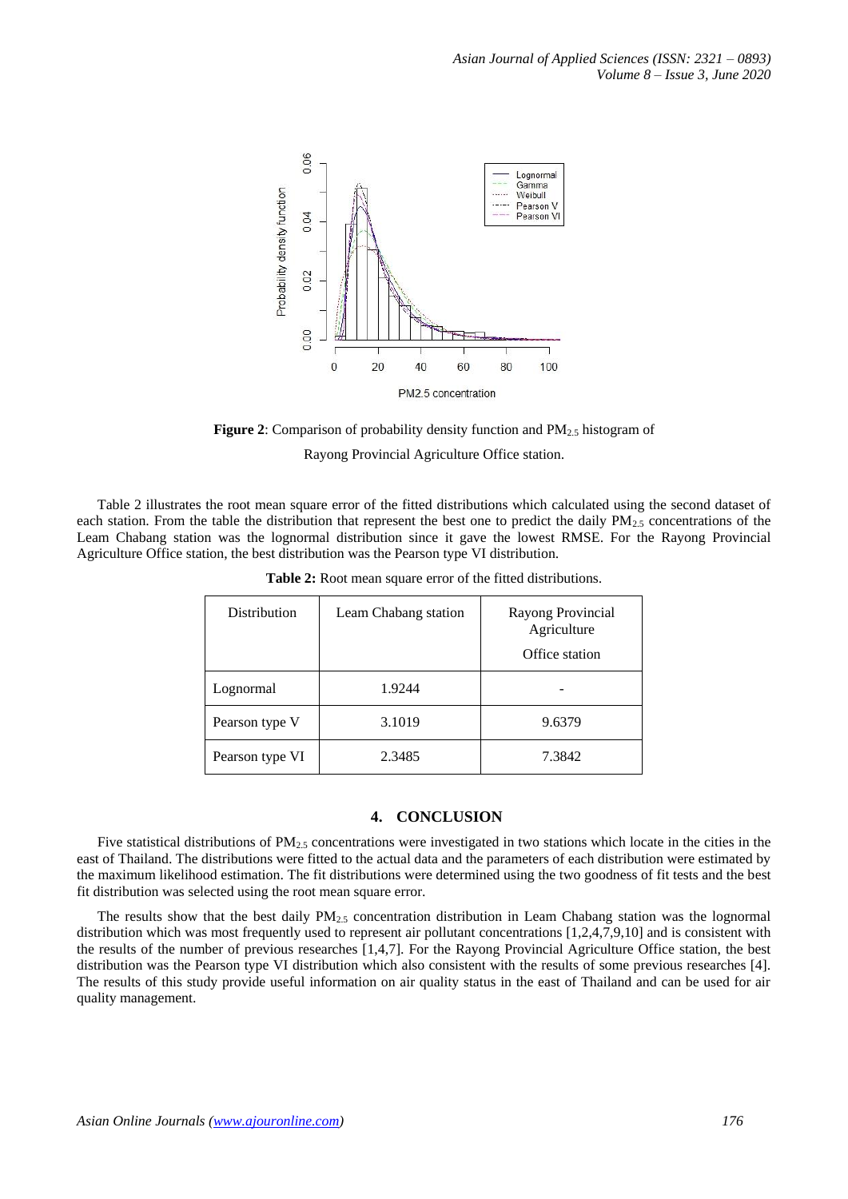**Figure 2**: Comparison of probability density function and $PM_{2.5}$ histogram of Rayong Provincial Agriculture Office station.

Table 2 illustrates the root mean square error of the fitted distributions which calculated using the second dataset of each station. From the table the distribution that represent the best one to predict the daily $PM_{2.5}$ concentrations of the Leam Chabang station was the lognormal distribution since it gave the lowest RMSE. For the Rayong Provincial Agriculture Office station, the best distribution was the Pearson type VI distribution.

**Table 2:** Root mean square error of the fitted distributions.

| Distribution | Leam Chabang station | Rayong Provincial Agriculture Office station |
|---|---|---|
| Lognormal | 1.9244 | - |
| Pearson type V | 3.1019 | 9.6379 |
| Pearson type VI | 2.3485 | 7.3842 |

## 4. CONCLUSION

Five statistical distributions of $PM_{2.5}$ concentrations were investigated in two stations which locate in the cities in the east of Thailand. The distributions were fitted to the actual data and the parameters of each distribution were estimated by the maximum likelihood estimation. The fit distributions were determined using the two goodness of fit tests and the best fit distribution was selected using the root mean square error.

The results show that the best daily $PM_{2.5}$ concentration distribution in Leam Chabang station was the lognormal distribution which was most frequently used to represent air pollutant concentrations [1,2,4,7,9,10] and is consistent with the results of the number of previous researches [1,4,7]. For the Rayong Provincial Agriculture Office station, the best distribution was the Pearson type VI distribution which also consistent with the results of some previous researches [4]. The results of this study provide useful information on air quality status in the east of Thailand and can be used for air quality management.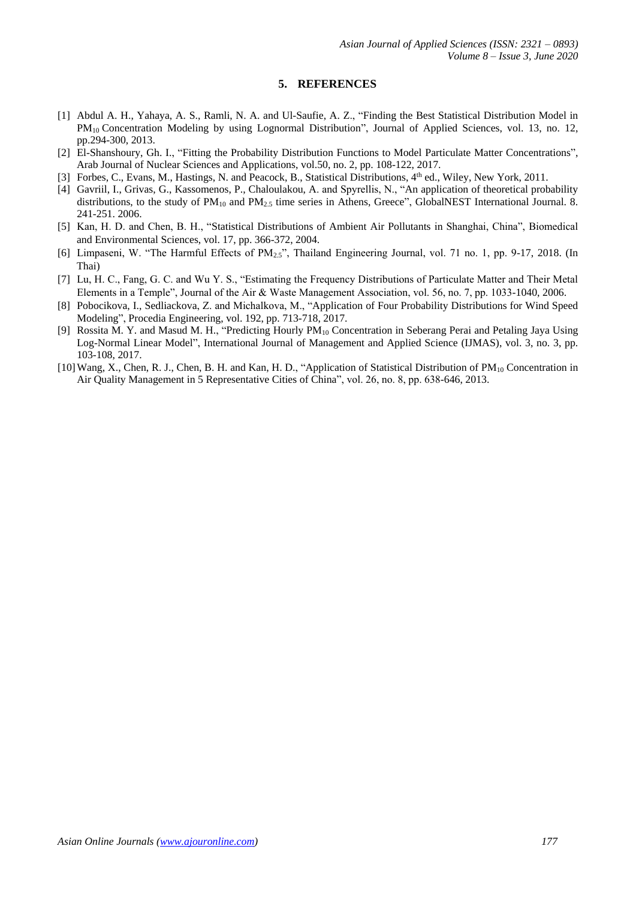## 5. REFERENCES

[1] Abdul A. H., Yahaya, A. S., Ramli, N. A. and Ul-Saufie, A. Z., "Finding the Best Statistical Distribution Model in $PM_{10}$ Concentration Modeling by using Lognormal Distribution", Journal of Applied Sciences, vol. 13, no. 12, pp.294-300, 2013.

[2] El-Shanshoury, Gh. I., "Fitting the Probability Distribution Functions to Model Particulate Matter Concentrations", Arab Journal of Nuclear Sciences and Applications, vol.50, no. 2, pp. 108-122, 2017.

[3] Forbes, C., Evans, M., Hastings, N. and Peacock, B., Statistical Distributions, 4th ed., Wiley, New York, 2011.

[4] Gavriil, I., Grivas, G., Kassomenos, P., Chaloulakou, A. and Spyrellis, N., "An application of theoretical probability distributions, to the study of $PM_{10}$ and $PM_{2.5}$ time series in Athens, Greece", GlobalNEST International Journal. 8. 241-251. 2006.

[5] Kan, H. D. and Chen, B. H., "Statistical Distributions of Ambient Air Pollutants in Shanghai, China", Biomedical and Environmental Sciences, vol. 17, pp. 366-372, 2004.

[6] Limpaseni, W. "The Harmful Effects of $PM_{2.5}$", Thailand Engineering Journal, vol. 71 no. 1, pp. 9-17, 2018. (In Thai)

[7] Lu, H. C., Fang, G. C. and Wu Y. S., "Estimating the Frequency Distributions of Particulate Matter and Their Metal Elements in a Temple", Journal of the Air & Waste Management Association, vol. 56, no. 7, pp. 1033-1040, 2006.

[8] Pobocikova, I., Sedliackova, Z. and Michalkova, M., "Application of Four Probability Distributions for Wind Speed Modeling", Procedia Engineering, vol. 192, pp. 713-718, 2017.

[9] Rossita M. Y. and Masud M. H., "Predicting Hourly $PM_{10}$ Concentration in Seberang Perai and Petaling Jaya Using Log-Normal Linear Model", International Journal of Management and Applied Science (IJMAS), vol. 3, no. 3, pp. 103-108, 2017.

[10] Wang, X., Chen, R. J., Chen, B. H. and Kan, H. D., "Application of Statistical Distribution of $PM_{10}$ Concentration in Air Quality Management in 5 Representative Cities of China", vol. 26, no. 8, pp. 638-646, 2013.